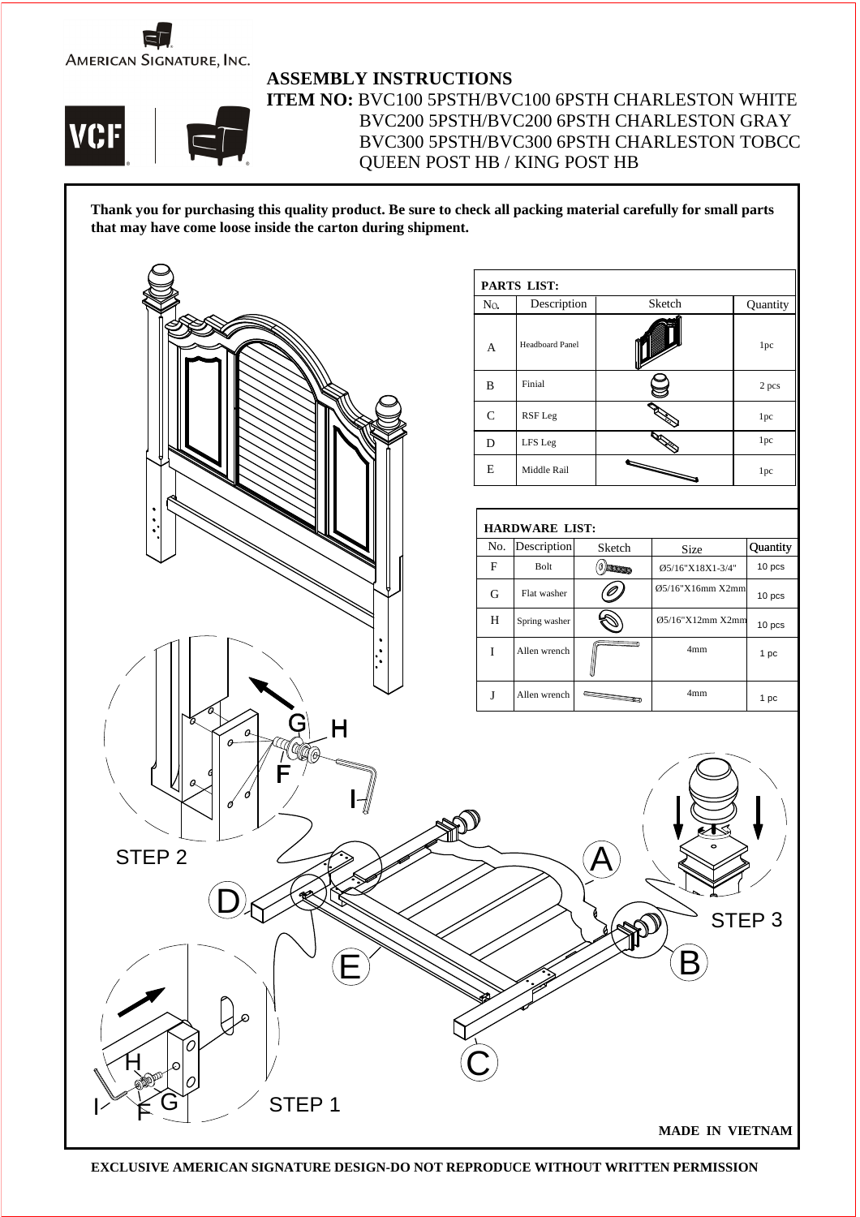AMERICAN SIGNATURE, INC.

VCF

**ASSEMBLY INSTRUCTIONS**

**ITEM NO:** BVC100 5PSTH/BVC100 6PSTH CHARLESTON WHITE
BVC200 5PSTH/BVC200 6PSTH CHARLESTON GRAY
BVC300 5PSTH/BVC300 6PSTH CHARLESTON TOBCC
QUEEN POST HB / KING POST HB

**Thank you for purchasing this quality product. Be sure to check all packing material carefully for small parts that may have come loose inside the carton during shipment.**

**PARTS LIST:**

| No. | Description | Sketch | Quantity |
|---|---|---|---|
| A | Headboard Panel | | 1pc |
| B | Finial | | 2 pcs |
| C | RSF Leg | | 1pc |
| D | LFS Leg | | 1pc |
| E | Middle Rail | | 1pc |

**HARDWARE LIST:**

| No. | Description | Sketch | Size | Quantity |
|---|---|---|---|---|
| F | Bolt | | Ø5/16"X18X1-3/4" | 10 pcs |
| G | Flat washer | | Ø5/16"X16mm X2mm | 10 pcs |
| H | Spring washer | | Ø5/16"X12mm X2mm | 10 pcs |
| I | Allen wrench | | 4mm | 1 pc |
| J | Allen wrench | | 4mm | 1 pc |

STEP 1

STEP 2

STEP 3

**MADE IN VIETNAM**

**EXCLUSIVE AMERICAN SIGNATURE DESIGN-DO NOT REPRODUCE WITHOUT WRITTEN PERMISSION**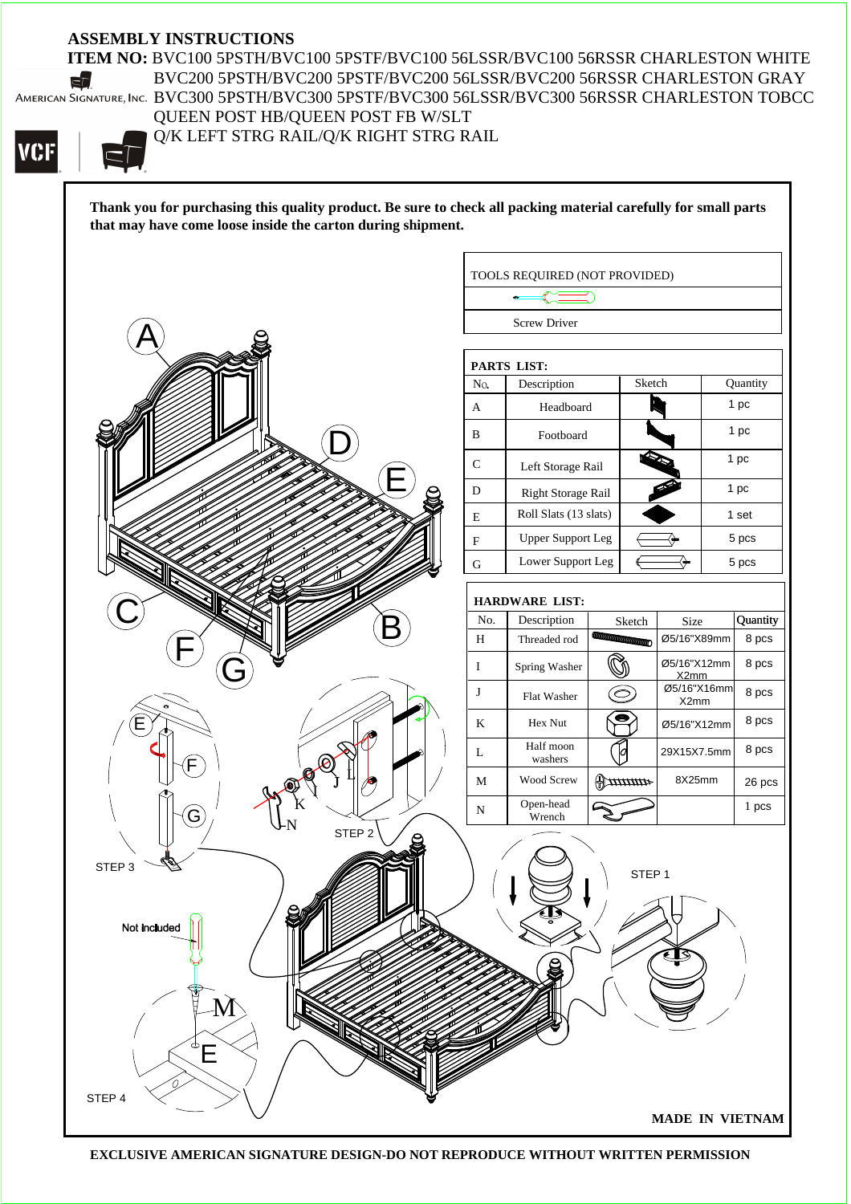# ASSEMBLY INSTRUCTIONS

**ITEM NO:** BVC100 5PSTH/BVC100 5PSTF/BVC100 56LSSR/BVC100 56RSSR CHARLESTON WHITE
BVC200 5PSTH/BVC200 5PSTF/BVC200 56LSSR/BVC200 56RSSR CHARLESTON GRAY
BVC300 5PSTH/BVC300 5PSTF/BVC300 56LSSR/BVC300 56RSSR CHARLESTON TOBCC
QUEEN POST HB/QUEEN POST FB W/SLT
Q/K LEFT STRG RAIL/Q/K RIGHT STRG RAIL

AMERICAN SIGNATURE, INC.

VCF

**Thank you for purchasing this quality product. Be sure to check all packing material carefully for small parts that may have come loose inside the carton during shipment.**

| TOOLS REQUIRED (NOT PROVIDED) |
| --- |
| Screw Driver |

**PARTS LIST:**

| No. | Description | Sketch | Quantity |
| --- | --- | --- | --- |
| A | Headboard | | 1 pc |
| B | Footboard | | 1 pc |
| C | Left Storage Rail | | 1 pc |
| D | Right Storage Rail | | 1 pc |
| E | Roll Slats (13 slats) | | 1 set |
| F | Upper Support Leg | | 5 pcs |
| G | Lower Support Leg | | 5 pcs |

**HARDWARE LIST:**

| No. | Description | Sketch | Size | Quantity |
| --- | --- | --- | --- | --- |
| H | Threaded rod | | Ø5/16"X89mm | 8 pcs |
| I | Spring Washer | | Ø5/16"X12mm X2mm | 8 pcs |
| J | Flat Washer | | Ø5/16"X16mm X2mm | 8 pcs |
| K | Hex Nut | | Ø5/16"X12mm | 8 pcs |
| L | Half moon washers | | 29X15X7.5mm | 8 pcs |
| M | Wood Screw | | 8X25mm | 26 pcs |
| N | Open-head Wrench | | | 1 pcs |

A B C D E F G

STEP 1

STEP 2

I J K L N

STEP 3

E F G

STEP 4

Not Included

M E

**MADE IN VIETNAM**

**EXCLUSIVE AMERICAN SIGNATURE DESIGN-DO NOT REPRODUCE WITHOUT WRITTEN PERMISSION**